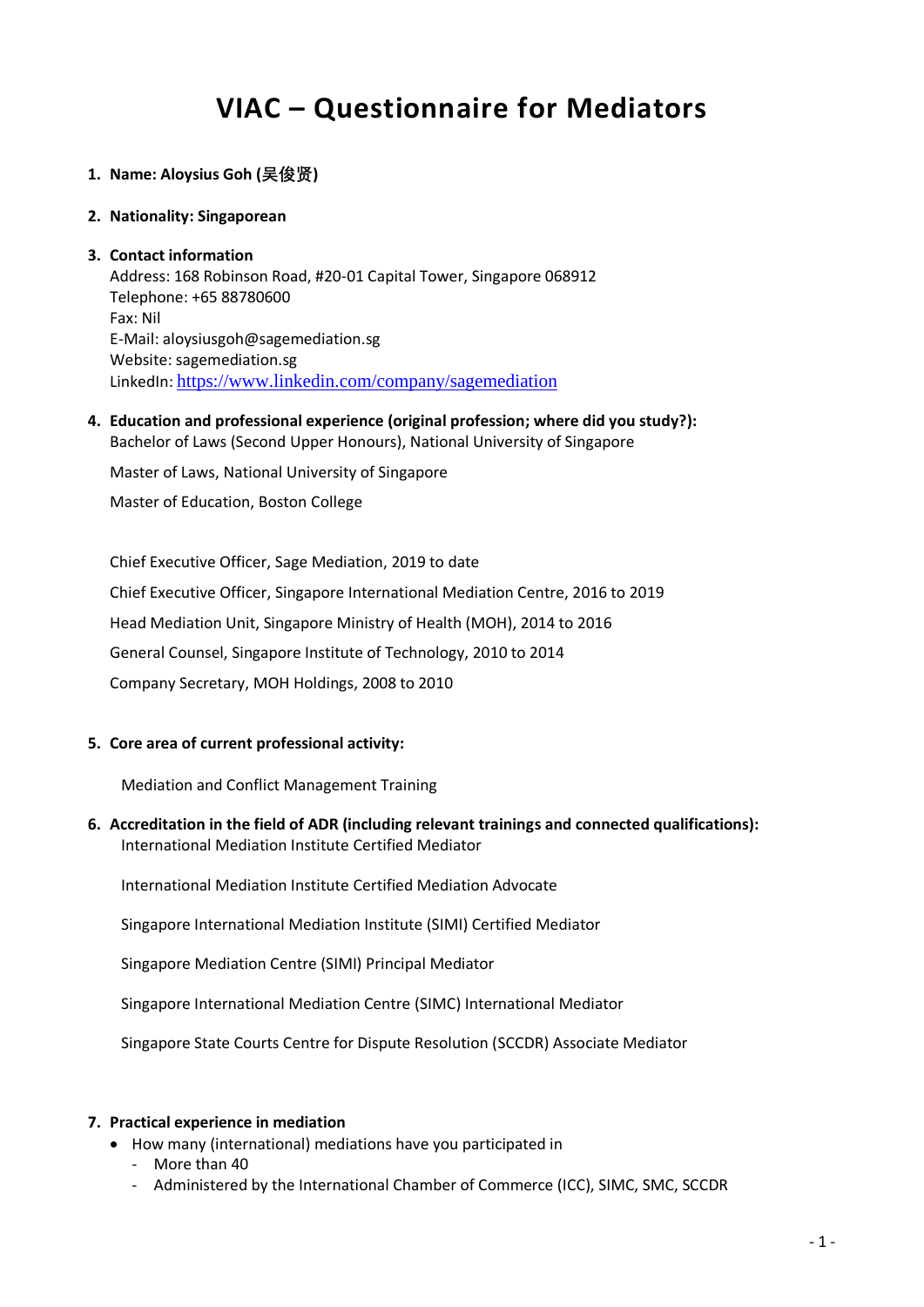# VIAC – Questionnaire for Mediators

1. **Name: Aloysius Goh (吴俊贤)**

2. **Nationality: Singaporean**

3. **Contact information**

   Address: 168 Robinson Road, #20-01 Capital Tower, Singapore 068912
   Telephone: +65 88780600
   Fax: Nil
   E-Mail: aloysiusgoh@sagemediation.sg
   Website: sagemediation.sg
   LinkedIn: https://www.linkedin.com/company/sagemediation

4. **Education and professional experience (original profession; where did you study?):**

   Bachelor of Laws (Second Upper Honours), National University of Singapore

   Master of Laws, National University of Singapore

   Master of Education, Boston College

   Chief Executive Officer, Sage Mediation, 2019 to date

   Chief Executive Officer, Singapore International Mediation Centre, 2016 to 2019

   Head Mediation Unit, Singapore Ministry of Health (MOH), 2014 to 2016

   General Counsel, Singapore Institute of Technology, 2010 to 2014

   Company Secretary, MOH Holdings, 2008 to 2010

5. **Core area of current professional activity:**

   Mediation and Conflict Management Training

6. **Accreditation in the field of ADR (including relevant trainings and connected qualifications):**

   International Mediation Institute Certified Mediator

   International Mediation Institute Certified Mediation Advocate

   Singapore International Mediation Institute (SIMI) Certified Mediator

   Singapore Mediation Centre (SIMI) Principal Mediator

   Singapore International Mediation Centre (SIMC) International Mediator

   Singapore State Courts Centre for Dispute Resolution (SCCDR) Associate Mediator

7. **Practical experience in mediation**
   - How many (international) mediations have you participated in
     - More than 40
     - Administered by the International Chamber of Commerce (ICC), SIMC, SMC, SCCDR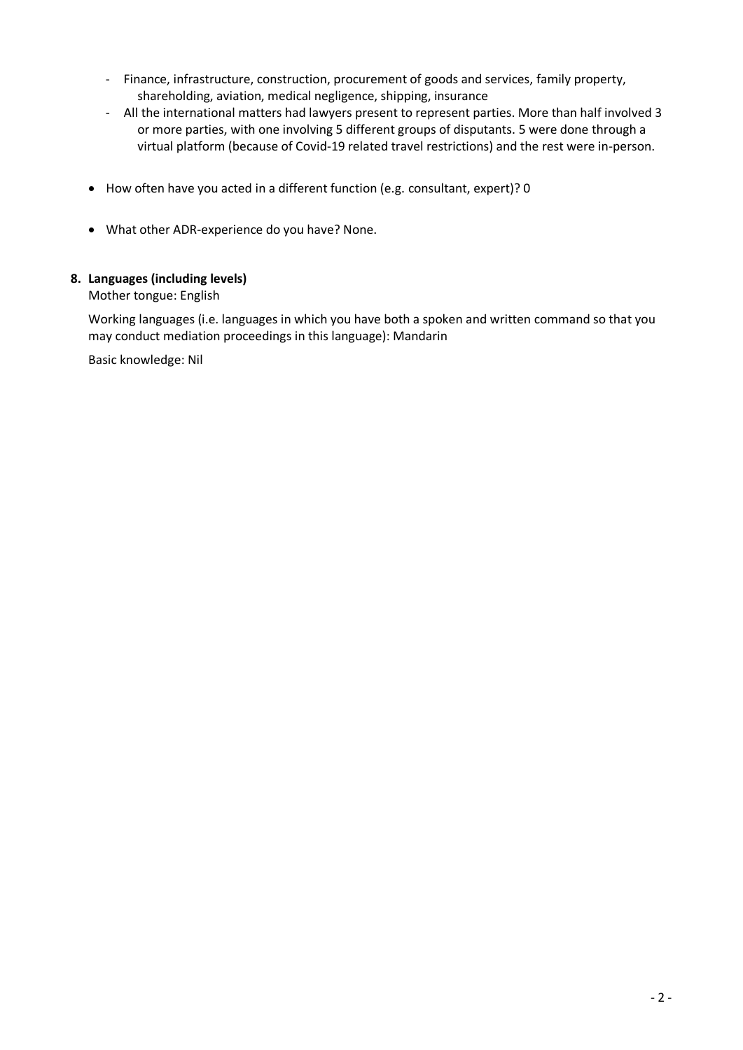- Finance, infrastructure, construction, procurement of goods and services, family property, shareholding, aviation, medical negligence, shipping, insurance
- All the international matters had lawyers present to represent parties. More than half involved 3 or more parties, with one involving 5 different groups of disputants. 5 were done through a virtual platform (because of Covid-19 related travel restrictions) and the rest were in-person.

- How often have you acted in a different function (e.g. consultant, expert)? 0

- What other ADR-experience do you have? None.

**8. Languages (including levels)**

Mother tongue: English

Working languages (i.e. languages in which you have both a spoken and written command so that you may conduct mediation proceedings in this language): Mandarin

Basic knowledge: Nil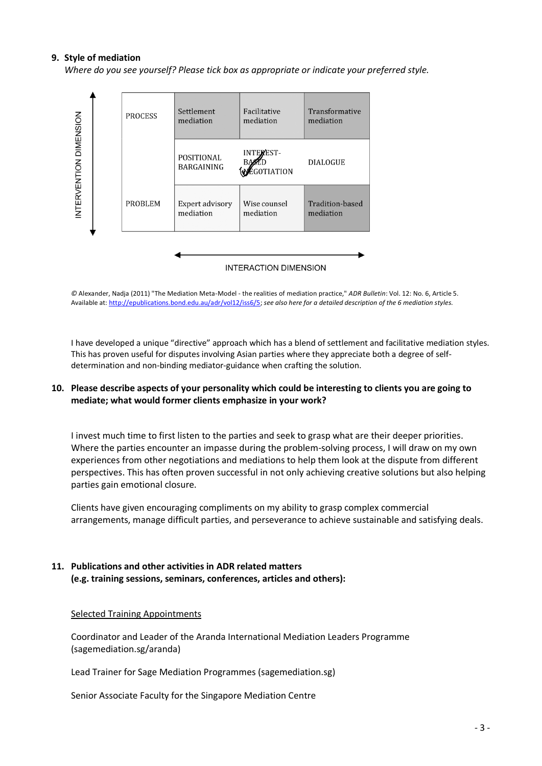**9. Style of mediation**

*Where do you see yourself? Please tick box as appropriate or indicate your preferred style.*

| INTERVENTION DIMENSION | | | | |
|---|---|---|---|---|
| ↑ | PROCESS | Settlement mediation | Facilitative mediation | Transformative mediation |
| | | POSITIONAL BARGAINING | INTEREST-BASED NEGOTIATION ✓ | DIALOGUE |
| ↓ | PROBLEM | Expert advisory mediation | Wise counsel mediation | Tradition-based mediation |

INTERACTION DIMENSION

© Alexander, Nadja (2011) "The Mediation Meta-Model - the realities of mediation practice," *ADR Bulletin*: Vol. 12: No. 6, Article 5. Available at: http://epublications.bond.edu.au/adr/vol12/iss6/5; *see also here for a detailed description of the 6 mediation styles.*

I have developed a unique "directive" approach which has a blend of settlement and facilitative mediation styles. This has proven useful for disputes involving Asian parties where they appreciate both a degree of self-determination and non-binding mediator-guidance when crafting the solution.

**10. Please describe aspects of your personality which could be interesting to clients you are going to mediate; what would former clients emphasize in your work?**

I invest much time to first listen to the parties and seek to grasp what are their deeper priorities. Where the parties encounter an impasse during the problem-solving process, I will draw on my own experiences from other negotiations and mediations to help them look at the dispute from different perspectives. This has often proven successful in not only achieving creative solutions but also helping parties gain emotional closure.

Clients have given encouraging compliments on my ability to grasp complex commercial arrangements, manage difficult parties, and perseverance to achieve sustainable and satisfying deals.

**11. Publications and other activities in ADR related matters (e.g. training sessions, seminars, conferences, articles and others):**

<u>Selected Training Appointments</u>

Coordinator and Leader of the Aranda International Mediation Leaders Programme (sagemediation.sg/aranda)

Lead Trainer for Sage Mediation Programmes (sagemediation.sg)

Senior Associate Faculty for the Singapore Mediation Centre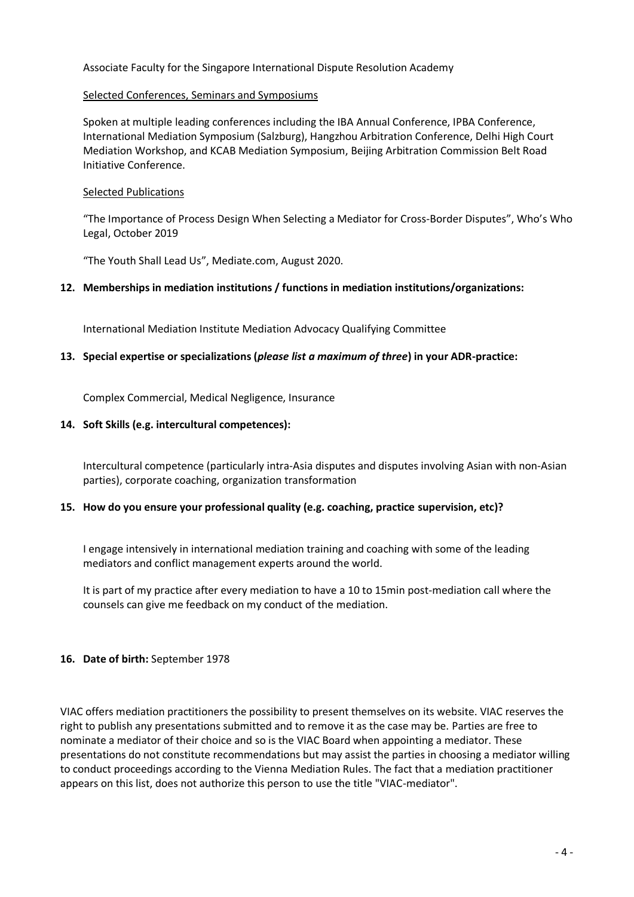Associate Faculty for the Singapore International Dispute Resolution Academy

Selected Conferences, Seminars and Symposiums

Spoken at multiple leading conferences including the IBA Annual Conference, IPBA Conference, International Mediation Symposium (Salzburg), Hangzhou Arbitration Conference, Delhi High Court Mediation Workshop, and KCAB Mediation Symposium, Beijing Arbitration Commission Belt Road Initiative Conference.

Selected Publications

"The Importance of Process Design When Selecting a Mediator for Cross-Border Disputes", Who's Who Legal, October 2019

"The Youth Shall Lead Us", Mediate.com, August 2020.

**12. Memberships in mediation institutions / functions in mediation institutions/organizations:**

International Mediation Institute Mediation Advocacy Qualifying Committee

**13. Special expertise or specializations (*please list a maximum of three*) in your ADR-practice:**

Complex Commercial, Medical Negligence, Insurance

**14. Soft Skills (e.g. intercultural competences):**

Intercultural competence (particularly intra-Asia disputes and disputes involving Asian with non-Asian parties), corporate coaching, organization transformation

**15. How do you ensure your professional quality (e.g. coaching, practice supervision, etc)?**

I engage intensively in international mediation training and coaching with some of the leading mediators and conflict management experts around the world.

It is part of my practice after every mediation to have a 10 to 15min post-mediation call where the counsels can give me feedback on my conduct of the mediation.

**16. Date of birth:** September 1978

VIAC offers mediation practitioners the possibility to present themselves on its website. VIAC reserves the right to publish any presentations submitted and to remove it as the case may be. Parties are free to nominate a mediator of their choice and so is the VIAC Board when appointing a mediator. These presentations do not constitute recommendations but may assist the parties in choosing a mediator willing to conduct proceedings according to the Vienna Mediation Rules. The fact that a mediation practitioner appears on this list, does not authorize this person to use the title "VIAC-mediator".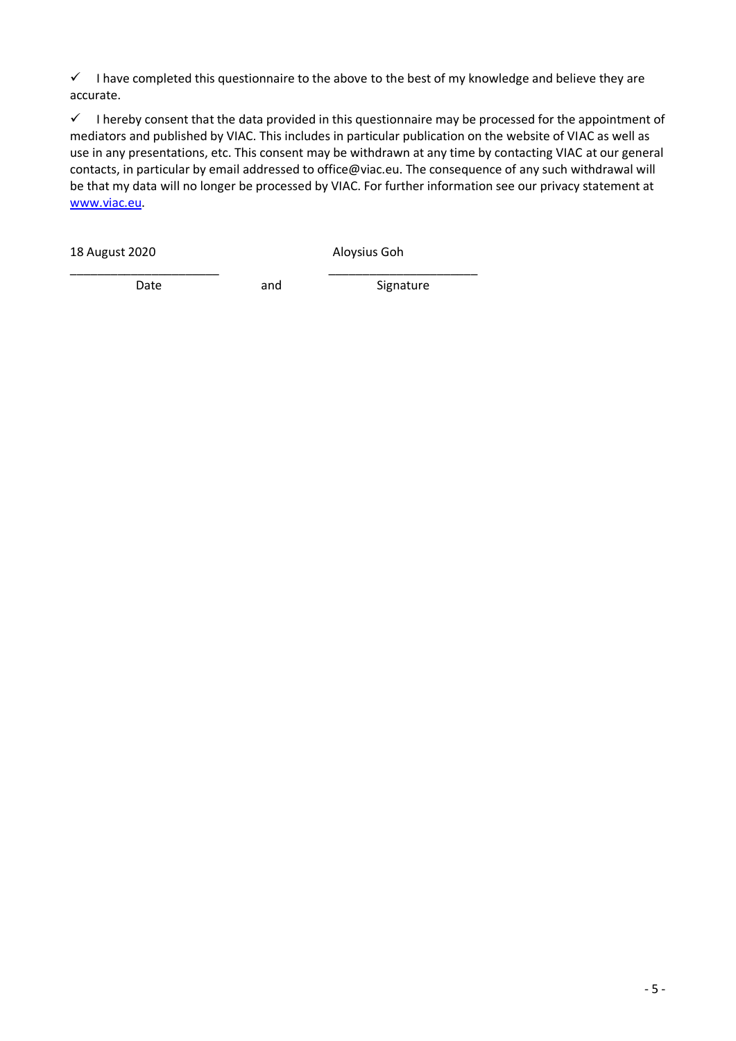✓ I have completed this questionnaire to the above to the best of my knowledge and believe they are accurate.

✓ I hereby consent that the data provided in this questionnaire may be processed for the appointment of mediators and published by VIAC. This includes in particular publication on the website of VIAC as well as use in any presentations, etc. This consent may be withdrawn at any time by contacting VIAC at our general contacts, in particular by email addressed to office@viac.eu. The consequence of any such withdrawal will be that my data will no longer be processed by VIAC. For further information see our privacy statement at [www.viac.eu](http://www.viac.eu).

| 18 August 2020 | | Aloysius Goh |
| --- | --- | --- |
| Date | and | Signature |